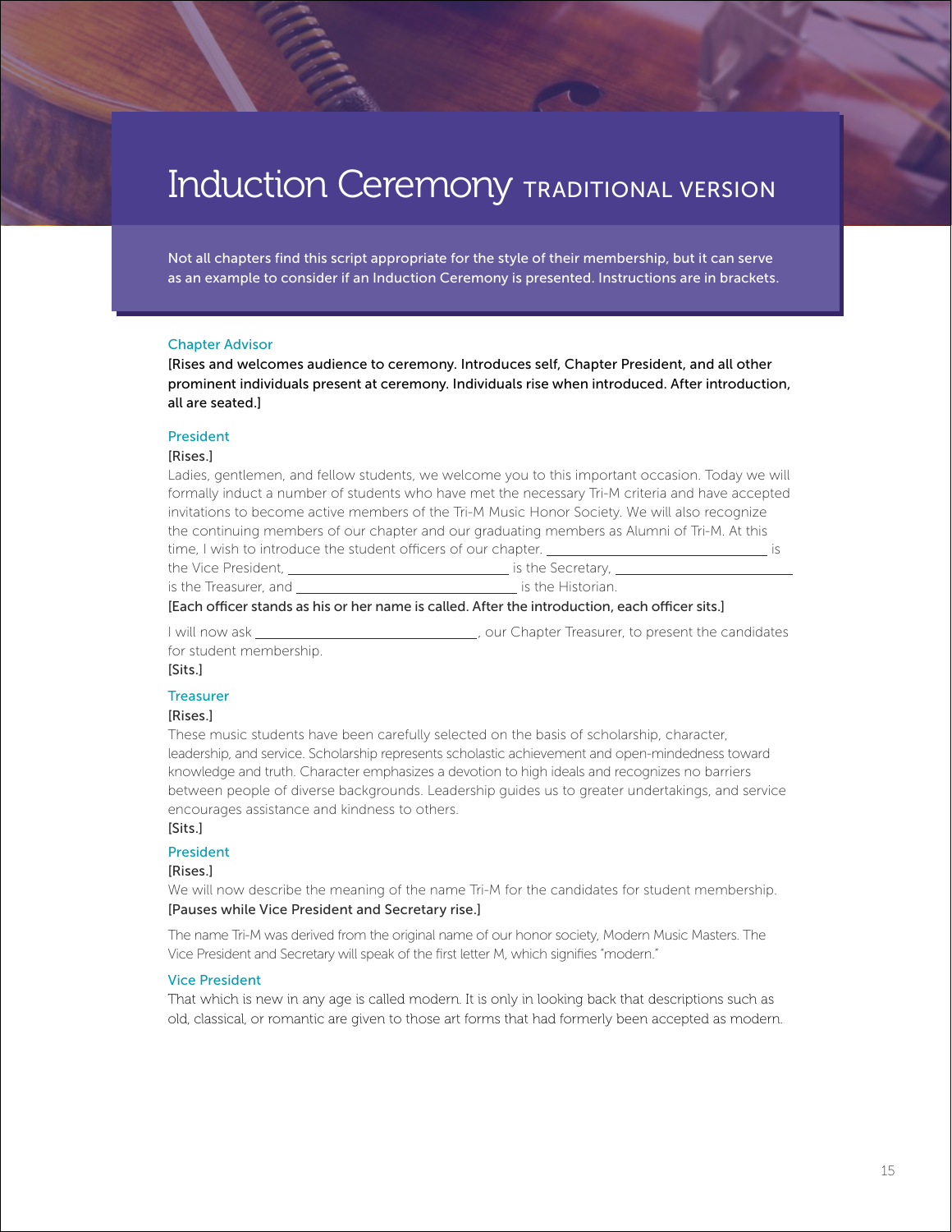# Induction Ceremony TRADITIONAL VERSION

Not all chapters find this script appropriate for the style of their membership, but it can serve as an example to consider if an Induction Ceremony is presented. Instructions are in brackets.

### Chapter Advisor

[Rises and welcomes audience to ceremony. Introduces self, Chapter President, and all other prominent individuals present at ceremony. Individuals rise when introduced. After introduction, all are seated.]

### President

[Rises.]

Ladies, gentlemen, and fellow students, we welcome you to this important occasion. Today we will formally induct a number of students who have met the necessary Tri-M criteria and have accepted invitations to become active members of the Tri-M Music Honor Society. We will also recognize the continuing members of our chapter and our graduating members as Alumni of Tri-M. At this time, I wish to introduce the student officers of our chapter. ______________________ is the Vice President, ______________________ is the Secretary, ______________________ is the Treasurer, and ______________________ is the Historian.

[Each officer stands as his or her name is called. After the introduction, each officer sits.]

I will now ask ______________________, our Chapter Treasurer, to present the candidates for student membership.

[Sits.]

### Treasurer

[Rises.]

These music students have been carefully selected on the basis of scholarship, character, leadership, and service. Scholarship represents scholastic achievement and open-mindedness toward knowledge and truth. Character emphasizes a devotion to high ideals and recognizes no barriers between people of diverse backgrounds. Leadership guides us to greater undertakings, and service encourages assistance and kindness to others.

[Sits.]

### President

[Rises.]

We will now describe the meaning of the name Tri-M for the candidates for student membership.

[Pauses while Vice President and Secretary rise.]

The name Tri-M was derived from the original name of our honor society, Modern Music Masters. The Vice President and Secretary will speak of the first letter M, which signifies "modern."

### Vice President

That which is new in any age is called modern. It is only in looking back that descriptions such as old, classical, or romantic are given to those art forms that had formerly been accepted as modern.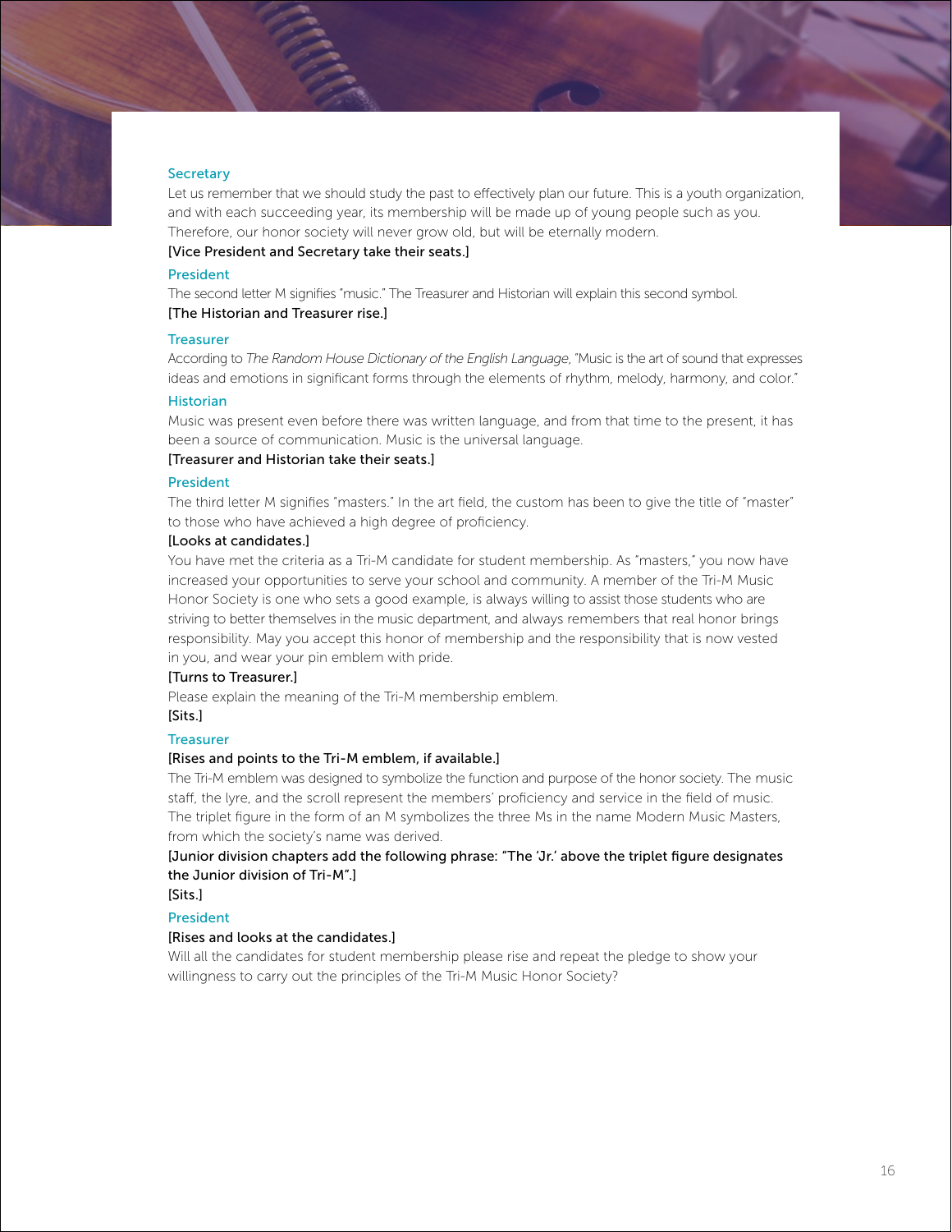### Secretary

Let us remember that we should study the past to effectively plan our future. This is a youth organization, and with each succeeding year, its membership will be made up of young people such as you. Therefore, our honor society will never grow old, but will be eternally modern.

[Vice President and Secretary take their seats.]

### President

The second letter M signifies "music." The Treasurer and Historian will explain this second symbol.

[The Historian and Treasurer rise.]

### Treasurer

According to *The Random House Dictionary of the English Language*, "Music is the art of sound that expresses ideas and emotions in significant forms through the elements of rhythm, melody, harmony, and color."

### Historian

Music was present even before there was written language, and from that time to the present, it has been a source of communication. Music is the universal language.

[Treasurer and Historian take their seats.]

### President

The third letter M signifies "masters." In the art field, the custom has been to give the title of "master" to those who have achieved a high degree of proficiency.

[Looks at candidates.]

You have met the criteria as a Tri-M candidate for student membership. As "masters," you now have increased your opportunities to serve your school and community. A member of the Tri-M Music Honor Society is one who sets a good example, is always willing to assist those students who are striving to better themselves in the music department, and always remembers that real honor brings responsibility. May you accept this honor of membership and the responsibility that is now vested in you, and wear your pin emblem with pride.

[Turns to Treasurer.]

Please explain the meaning of the Tri-M membership emblem.

[Sits.]

### Treasurer

[Rises and points to the Tri-M emblem, if available.]

The Tri-M emblem was designed to symbolize the function and purpose of the honor society. The music staff, the lyre, and the scroll represent the members' proficiency and service in the field of music. The triplet figure in the form of an M symbolizes the three Ms in the name Modern Music Masters, from which the society's name was derived.

[Junior division chapters add the following phrase: "The 'Jr.' above the triplet figure designates the Junior division of Tri-M".]

[Sits.]

### President

[Rises and looks at the candidates.]

Will all the candidates for student membership please rise and repeat the pledge to show your willingness to carry out the principles of the Tri-M Music Honor Society?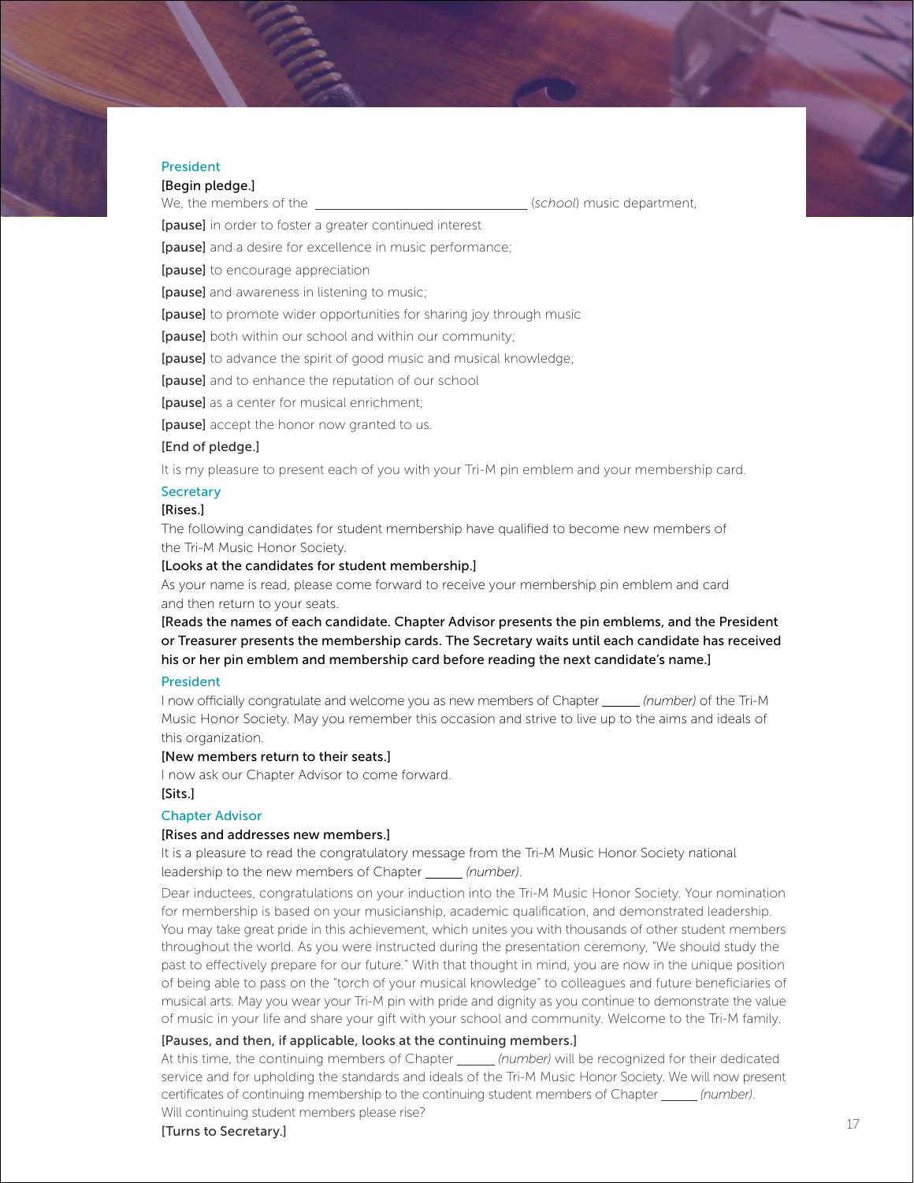President

[Begin pledge.]

We, the members of the ______________________________ (*school*) music department,

[pause] in order to foster a greater continued interest

[pause] and a desire for excellence in music performance;

[pause] to encourage appreciation

[pause] and awareness in listening to music;

[pause] to promote wider opportunities for sharing joy through music

[pause] both within our school and within our community;

[pause] to advance the spirit of good music and musical knowledge;

[pause] and to enhance the reputation of our school

[pause] as a center for musical enrichment;

[pause] accept the honor now granted to us.

[End of pledge.]

It is my pleasure to present each of you with your Tri-M pin emblem and your membership card.

Secretary

[Rises.]

The following candidates for student membership have qualified to become new members of the Tri-M Music Honor Society.

[Looks at the candidates for student membership.]

As your name is read, please come forward to receive your membership pin emblem and card and then return to your seats.

**[Reads the names of each candidate. Chapter Advisor presents the pin emblems, and the President or Treasurer presents the membership cards. The Secretary waits until each candidate has received his or her pin emblem and membership card before reading the next candidate's name.]**

President

I now officially congratulate and welcome you as new members of Chapter ______ *(number)* of the Tri-M Music Honor Society. May you remember this occasion and strive to live up to the aims and ideals of this organization.

[New members return to their seats.]

I now ask our Chapter Advisor to come forward.

[Sits.]

Chapter Advisor

[Rises and addresses new members.]

It is a pleasure to read the congratulatory message from the Tri-M Music Honor Society national leadership to the new members of Chapter ______ *(number)*.

Dear inductees, congratulations on your induction into the Tri-M Music Honor Society. Your nomination for membership is based on your musicianship, academic qualification, and demonstrated leadership. You may take great pride in this achievement, which unites you with thousands of other student members throughout the world. As you were instructed during the presentation ceremony, "We should study the past to effectively prepare for our future." With that thought in mind, you are now in the unique position of being able to pass on the "torch of your musical knowledge" to colleagues and future beneficiaries of musical arts. May you wear your Tri-M pin with pride and dignity as you continue to demonstrate the value of music in your life and share your gift with your school and community. Welcome to the Tri-M family.

[Pauses, and then, if applicable, looks at the continuing members.]

At this time, the continuing members of Chapter ______ *(number)* will be recognized for their dedicated service and for upholding the standards and ideals of the Tri-M Music Honor Society. We will now present certificates of continuing membership to the continuing student members of Chapter ______ *(number)*. Will continuing student members please rise?

[Turns to Secretary.]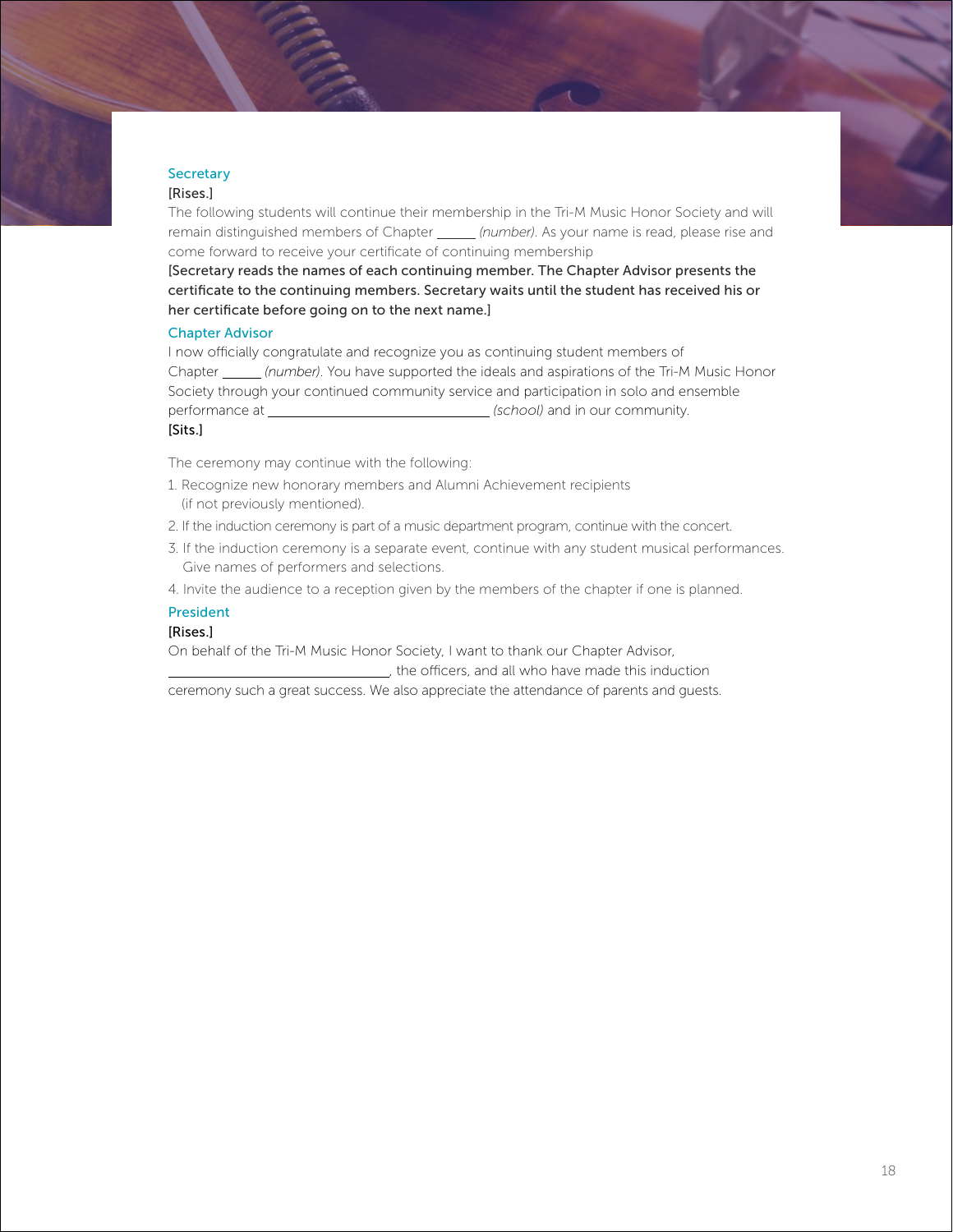### Secretary

[Rises.]

The following students will continue their membership in the Tri-M Music Honor Society and will remain distinguished members of Chapter _____ *(number)*. As your name is read, please rise and come forward to receive your certificate of continuing membership

[Secretary reads the names of each continuing member. The Chapter Advisor presents the certificate to the continuing members. Secretary waits until the student has received his or her certificate before going on to the next name.]

### Chapter Advisor

I now officially congratulate and recognize you as continuing student members of Chapter _____ *(number)*. You have supported the ideals and aspirations of the Tri-M Music Honor Society through your continued community service and participation in solo and ensemble performance at ______________________________ *(school)* and in our community.

[Sits.]

The ceremony may continue with the following:

1. Recognize new honorary members and Alumni Achievement recipients (if not previously mentioned).
2. If the induction ceremony is part of a music department program, continue with the concert.
3. If the induction ceremony is a separate event, continue with any student musical performances. Give names of performers and selections.
4. Invite the audience to a reception given by the members of the chapter if one is planned.

### President

[Rises.]

On behalf of the Tri-M Music Honor Society, I want to thank our Chapter Advisor, ____________________________, the officers, and all who have made this induction ceremony such a great success. We also appreciate the attendance of parents and guests.